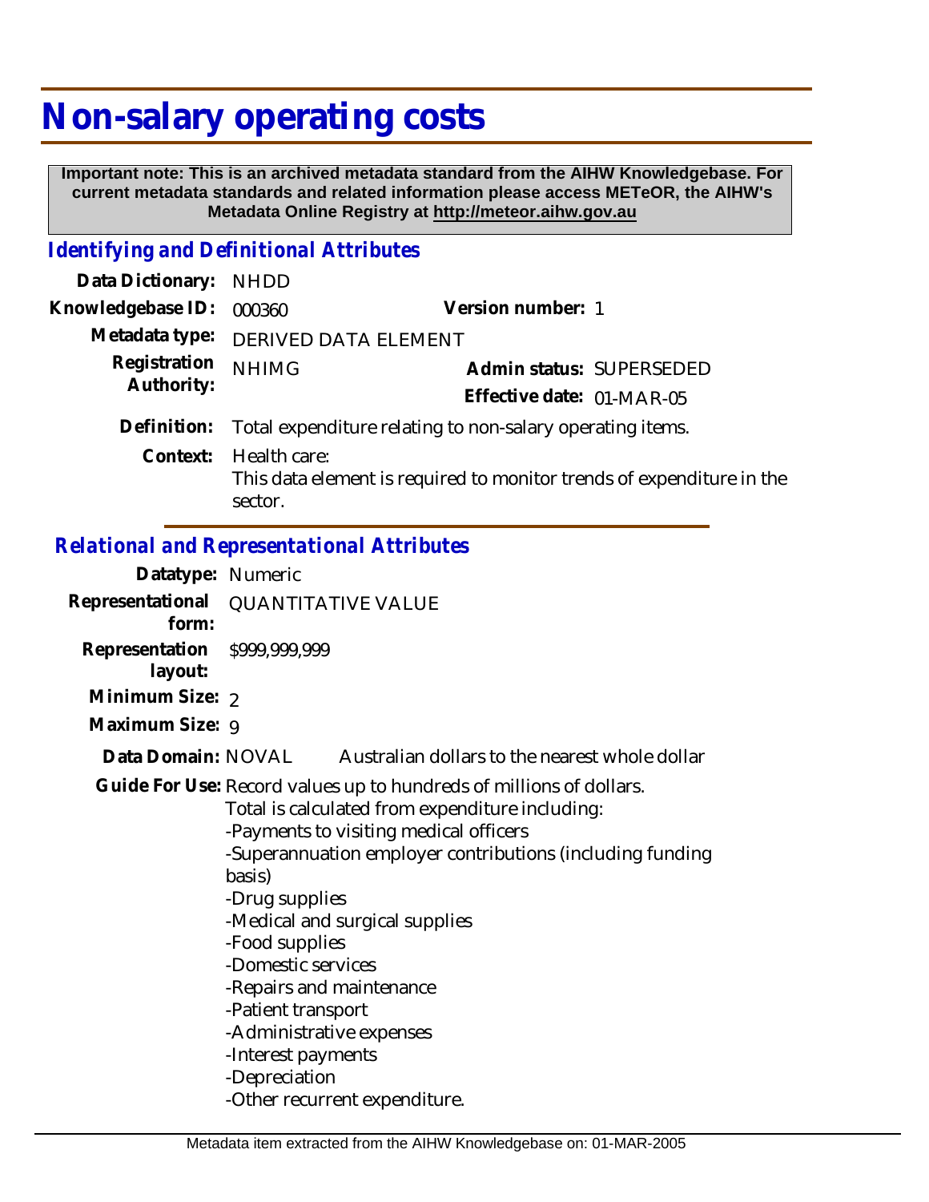# Non-salary operating costs

**Important note: This is an archived metadata standard from the AIHW Knowledgebase. For current metadata standards and related information please access METeOR, the AIHW's Metadata Online Registry at http://meteor.aihw.gov.au**

## *Identifying and Definitional Attributes*

**Data Dictionary:** NHDD

**Knowledgebase ID:** 000360 **Version number:** 1

**Metadata type:** DERIVED DATA ELEMENT

**Registration Authority:** NHIMG **Admin status:** SUPERSEDED

**Effective date:** 01-MAR-05

**Definition:** Total expenditure relating to non-salary operating items.

**Context:** Health care:
This data element is required to monitor trends of expenditure in the sector.

## *Relational and Representational Attributes*

**Datatype:** Numeric

**Representational form:** QUANTITATIVE VALUE

**Representation layout:** $999,999,999

**Minimum Size:** 2

**Maximum Size:** 9

**Data Domain:** NOVAL Australian dollars to the nearest whole dollar

**Guide For Use:** Record values up to hundreds of millions of dollars.
Total is calculated from expenditure including:
-Payments to visiting medical officers
-Superannuation employer contributions (including funding basis)
-Drug supplies
-Medical and surgical supplies
-Food supplies
-Domestic services
-Repairs and maintenance
-Patient transport
-Administrative expenses
-Interest payments
-Depreciation
-Other recurrent expenditure.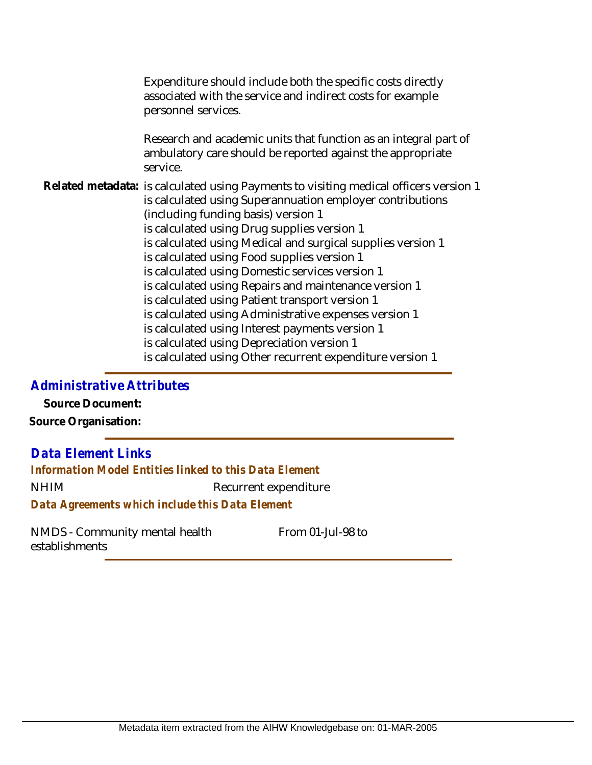Expenditure should include both the specific costs directly associated with the service and indirect costs for example personnel services.

Research and academic units that function as an integral part of ambulatory care should be reported against the appropriate service.

**Related metadata:** is calculated using Payments to visiting medical officers version 1
is calculated using Superannuation employer contributions (including funding basis) version 1
is calculated using Drug supplies version 1
is calculated using Medical and surgical supplies version 1
is calculated using Food supplies version 1
is calculated using Domestic services version 1
is calculated using Repairs and maintenance version 1
is calculated using Patient transport version 1
is calculated using Administrative expenses version 1
is calculated using Interest payments version 1
is calculated using Depreciation version 1
is calculated using Other recurrent expenditure version 1

## Administrative Attributes

**Source Document:**

**Source Organisation:**

## Data Element Links

### Information Model Entities linked to this Data Element

| | |
|---|---|
| NHIM | Recurrent expenditure |

### Data Agreements which include this Data Element

| | |
|---|---|
| NMDS - Community mental health establishments | From 01-Jul-98 to |

Metadata item extracted from the AIHW Knowledgebase on: 01-MAR-2005